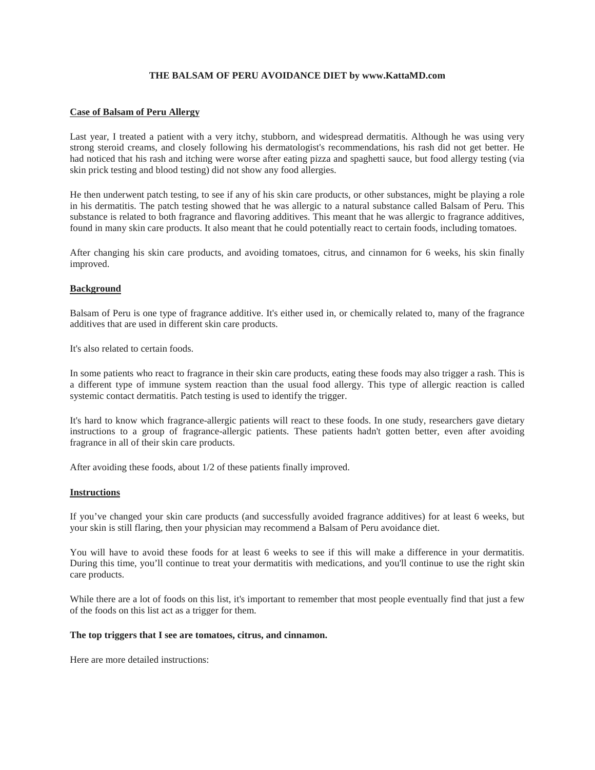# THE BALSAM OF PERU AVOIDANCE DIET by www.KattaMD.com

## Case of Balsam of Peru Allergy

Last year, I treated a patient with a very itchy, stubborn, and widespread dermatitis. Although he was using very strong steroid creams, and closely following his dermatologist's recommendations, his rash did not get better. He had noticed that his rash and itching were worse after eating pizza and spaghetti sauce, but food allergy testing (via skin prick testing and blood testing) did not show any food allergies.

He then underwent patch testing, to see if any of his skin care products, or other substances, might be playing a role in his dermatitis. The patch testing showed that he was allergic to a natural substance called Balsam of Peru. This substance is related to both fragrance and flavoring additives. This meant that he was allergic to fragrance additives, found in many skin care products. It also meant that he could potentially react to certain foods, including tomatoes.

After changing his skin care products, and avoiding tomatoes, citrus, and cinnamon for 6 weeks, his skin finally improved.

## Background

Balsam of Peru is one type of fragrance additive. It's either used in, or chemically related to, many of the fragrance additives that are used in different skin care products.

It's also related to certain foods.

In some patients who react to fragrance in their skin care products, eating these foods may also trigger a rash. This is a different type of immune system reaction than the usual food allergy. This type of allergic reaction is called systemic contact dermatitis. Patch testing is used to identify the trigger.

It's hard to know which fragrance-allergic patients will react to these foods. In one study, researchers gave dietary instructions to a group of fragrance-allergic patients. These patients hadn't gotten better, even after avoiding fragrance in all of their skin care products.

After avoiding these foods, about 1/2 of these patients finally improved.

## Instructions

If you've changed your skin care products (and successfully avoided fragrance additives) for at least 6 weeks, but your skin is still flaring, then your physician may recommend a Balsam of Peru avoidance diet.

You will have to avoid these foods for at least 6 weeks to see if this will make a difference in your dermatitis. During this time, you'll continue to treat your dermatitis with medications, and you'll continue to use the right skin care products.

While there are a lot of foods on this list, it's important to remember that most people eventually find that just a few of the foods on this list act as a trigger for them.

**The top triggers that I see are tomatoes, citrus, and cinnamon.**

Here are more detailed instructions: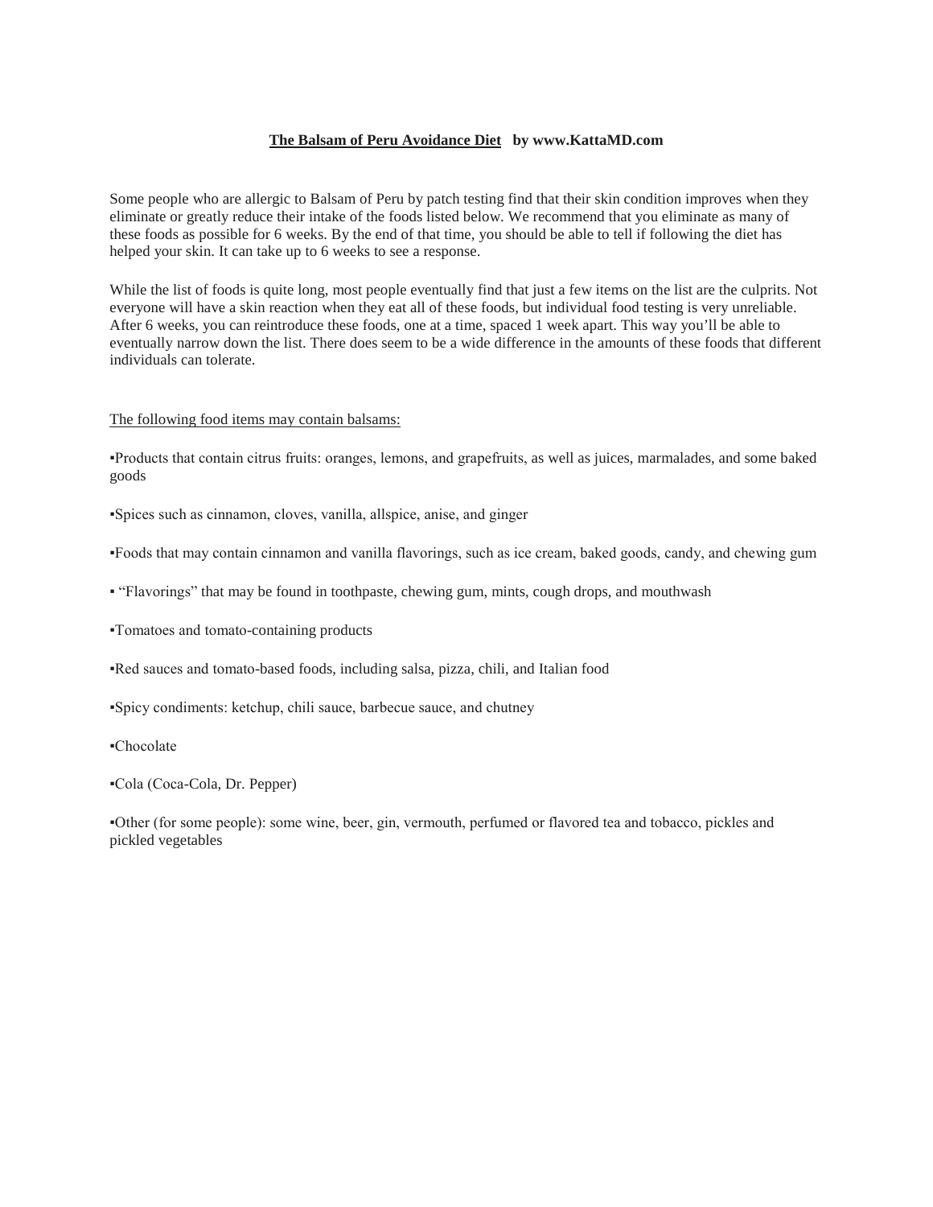**<u>The Balsam of Peru Avoidance Diet</u> by www.KattaMD.com**

Some people who are allergic to Balsam of Peru by patch testing find that their skin condition improves when they eliminate or greatly reduce their intake of the foods listed below. We recommend that you eliminate as many of these foods as possible for 6 weeks. By the end of that time, you should be able to tell if following the diet has helped your skin. It can take up to 6 weeks to see a response.

While the list of foods is quite long, most people eventually find that just a few items on the list are the culprits. Not everyone will have a skin reaction when they eat all of these foods, but individual food testing is very unreliable. After 6 weeks, you can reintroduce these foods, one at a time, spaced 1 week apart. This way you'll be able to eventually narrow down the list. There does seem to be a wide difference in the amounts of these foods that different individuals can tolerate.

<u>The following food items may contain balsams:</u>

- Products that contain citrus fruits: oranges, lemons, and grapefruits, as well as juices, marmalades, and some baked goods
- Spices such as cinnamon, cloves, vanilla, allspice, anise, and ginger
- Foods that may contain cinnamon and vanilla flavorings, such as ice cream, baked goods, candy, and chewing gum
- "Flavorings" that may be found in toothpaste, chewing gum, mints, cough drops, and mouthwash
- Tomatoes and tomato-containing products
- Red sauces and tomato-based foods, including salsa, pizza, chili, and Italian food
- Spicy condiments: ketchup, chili sauce, barbecue sauce, and chutney
- Chocolate
- Cola (Coca-Cola, Dr. Pepper)
- Other (for some people): some wine, beer, gin, vermouth, perfumed or flavored tea and tobacco, pickles and pickled vegetables